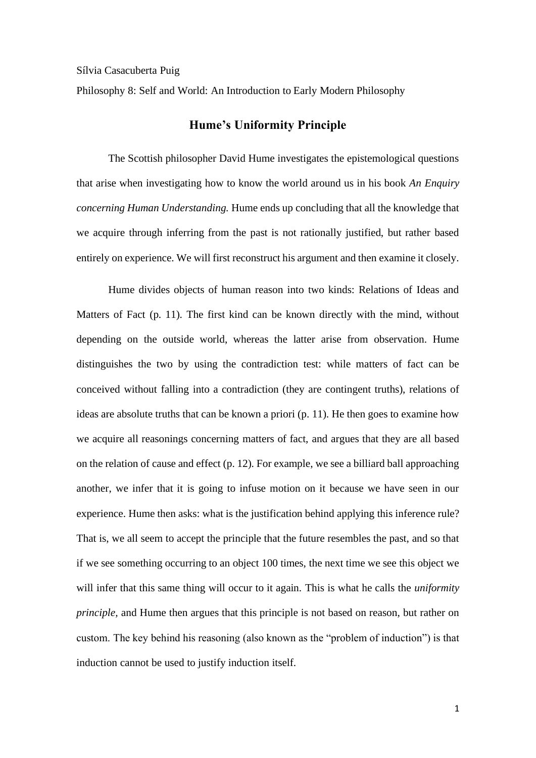Sílvia Casacuberta Puig

Philosophy 8: Self and World: An Introduction to Early Modern Philosophy

# Hume's Uniformity Principle

The Scottish philosopher David Hume investigates the epistemological questions that arise when investigating how to know the world around us in his book *An Enquiry concerning Human Understanding.* Hume ends up concluding that all the knowledge that we acquire through inferring from the past is not rationally justified, but rather based entirely on experience. We will first reconstruct his argument and then examine it closely.

Hume divides objects of human reason into two kinds: Relations of Ideas and Matters of Fact (p. 11). The first kind can be known directly with the mind, without depending on the outside world, whereas the latter arise from observation. Hume distinguishes the two by using the contradiction test: while matters of fact can be conceived without falling into a contradiction (they are contingent truths), relations of ideas are absolute truths that can be known a priori (p. 11). He then goes to examine how we acquire all reasonings concerning matters of fact, and argues that they are all based on the relation of cause and effect (p. 12). For example, we see a billiard ball approaching another, we infer that it is going to infuse motion on it because we have seen in our experience. Hume then asks: what is the justification behind applying this inference rule? That is, we all seem to accept the principle that the future resembles the past, and so that if we see something occurring to an object 100 times, the next time we see this object we will infer that this same thing will occur to it again. This is what he calls the *uniformity principle,* and Hume then argues that this principle is not based on reason, but rather on custom. The key behind his reasoning (also known as the "problem of induction") is that induction cannot be used to justify induction itself.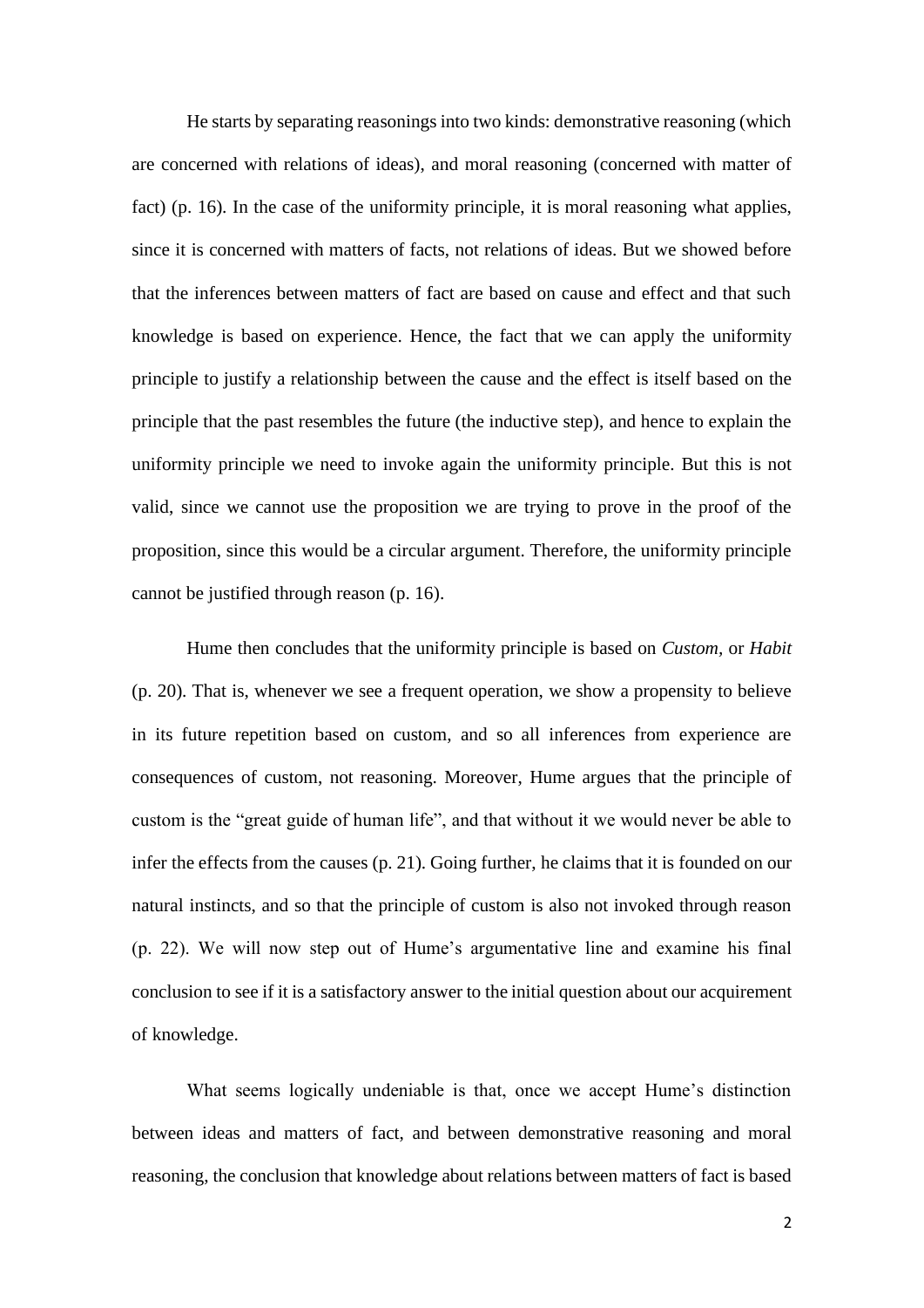He starts by separating reasonings into two kinds: demonstrative reasoning (which are concerned with relations of ideas), and moral reasoning (concerned with matter of fact) (p. 16). In the case of the uniformity principle, it is moral reasoning what applies, since it is concerned with matters of facts, not relations of ideas. But we showed before that the inferences between matters of fact are based on cause and effect and that such knowledge is based on experience. Hence, the fact that we can apply the uniformity principle to justify a relationship between the cause and the effect is itself based on the principle that the past resembles the future (the inductive step), and hence to explain the uniformity principle we need to invoke again the uniformity principle. But this is not valid, since we cannot use the proposition we are trying to prove in the proof of the proposition, since this would be a circular argument. Therefore, the uniformity principle cannot be justified through reason (p. 16).

Hume then concludes that the uniformity principle is based on *Custom*, or *Habit* (p. 20). That is, whenever we see a frequent operation, we show a propensity to believe in its future repetition based on custom, and so all inferences from experience are consequences of custom, not reasoning. Moreover, Hume argues that the principle of custom is the "great guide of human life", and that without it we would never be able to infer the effects from the causes (p. 21). Going further, he claims that it is founded on our natural instincts, and so that the principle of custom is also not invoked through reason (p. 22). We will now step out of Hume's argumentative line and examine his final conclusion to see if it is a satisfactory answer to the initial question about our acquirement of knowledge.

What seems logically undeniable is that, once we accept Hume's distinction between ideas and matters of fact, and between demonstrative reasoning and moral reasoning, the conclusion that knowledge about relations between matters of fact is based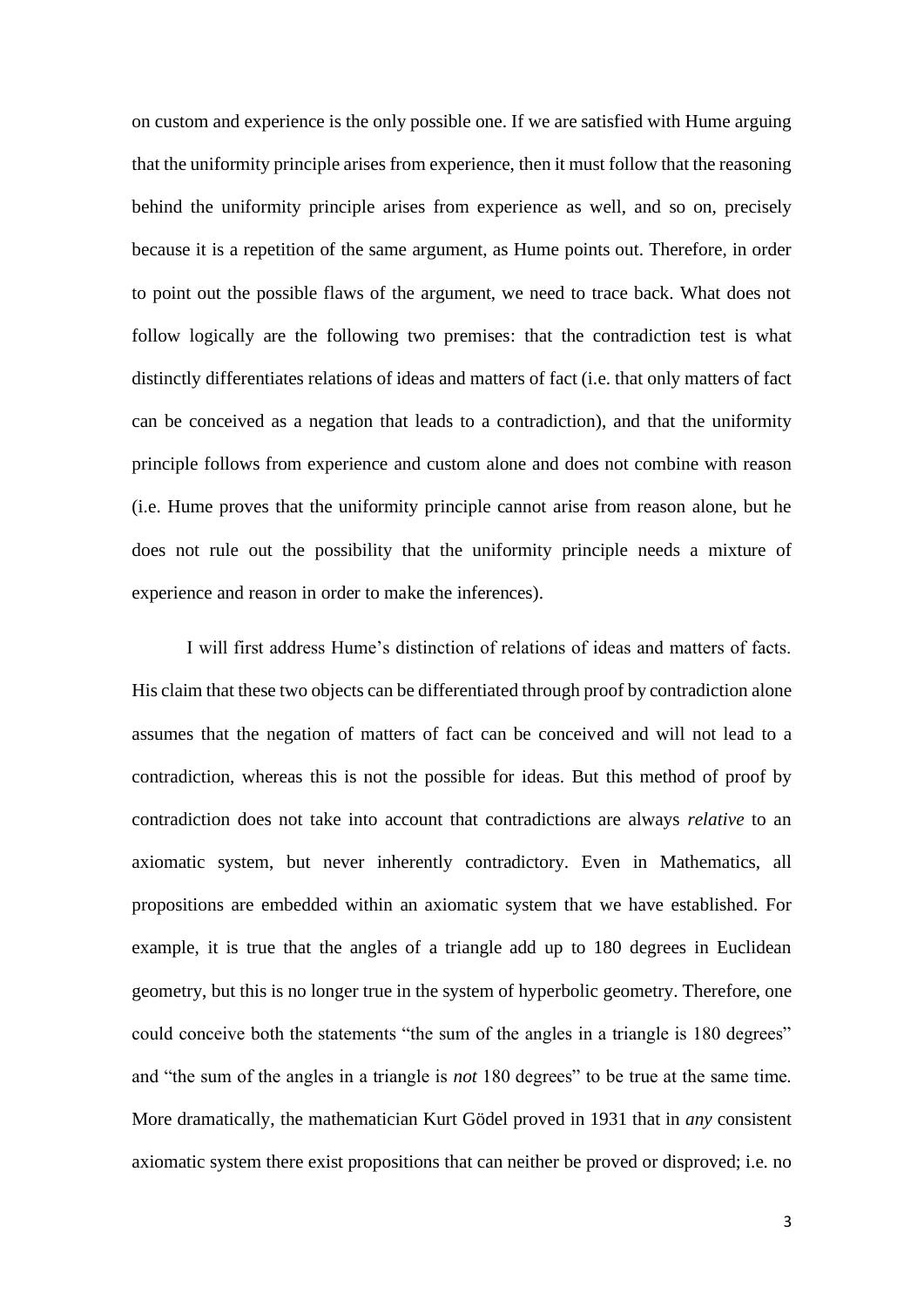on custom and experience is the only possible one. If we are satisfied with Hume arguing that the uniformity principle arises from experience, then it must follow that the reasoning behind the uniformity principle arises from experience as well, and so on, precisely because it is a repetition of the same argument, as Hume points out. Therefore, in order to point out the possible flaws of the argument, we need to trace back. What does not follow logically are the following two premises: that the contradiction test is what distinctly differentiates relations of ideas and matters of fact (i.e. that only matters of fact can be conceived as a negation that leads to a contradiction), and that the uniformity principle follows from experience and custom alone and does not combine with reason (i.e. Hume proves that the uniformity principle cannot arise from reason alone, but he does not rule out the possibility that the uniformity principle needs a mixture of experience and reason in order to make the inferences).

I will first address Hume's distinction of relations of ideas and matters of facts. His claim that these two objects can be differentiated through proof by contradiction alone assumes that the negation of matters of fact can be conceived and will not lead to a contradiction, whereas this is not the possible for ideas. But this method of proof by contradiction does not take into account that contradictions are always *relative* to an axiomatic system, but never inherently contradictory. Even in Mathematics, all propositions are embedded within an axiomatic system that we have established. For example, it is true that the angles of a triangle add up to 180 degrees in Euclidean geometry, but this is no longer true in the system of hyperbolic geometry. Therefore, one could conceive both the statements "the sum of the angles in a triangle is 180 degrees" and "the sum of the angles in a triangle is *not* 180 degrees" to be true at the same time. More dramatically, the mathematician Kurt Gödel proved in 1931 that in *any* consistent axiomatic system there exist propositions that can neither be proved or disproved; i.e. no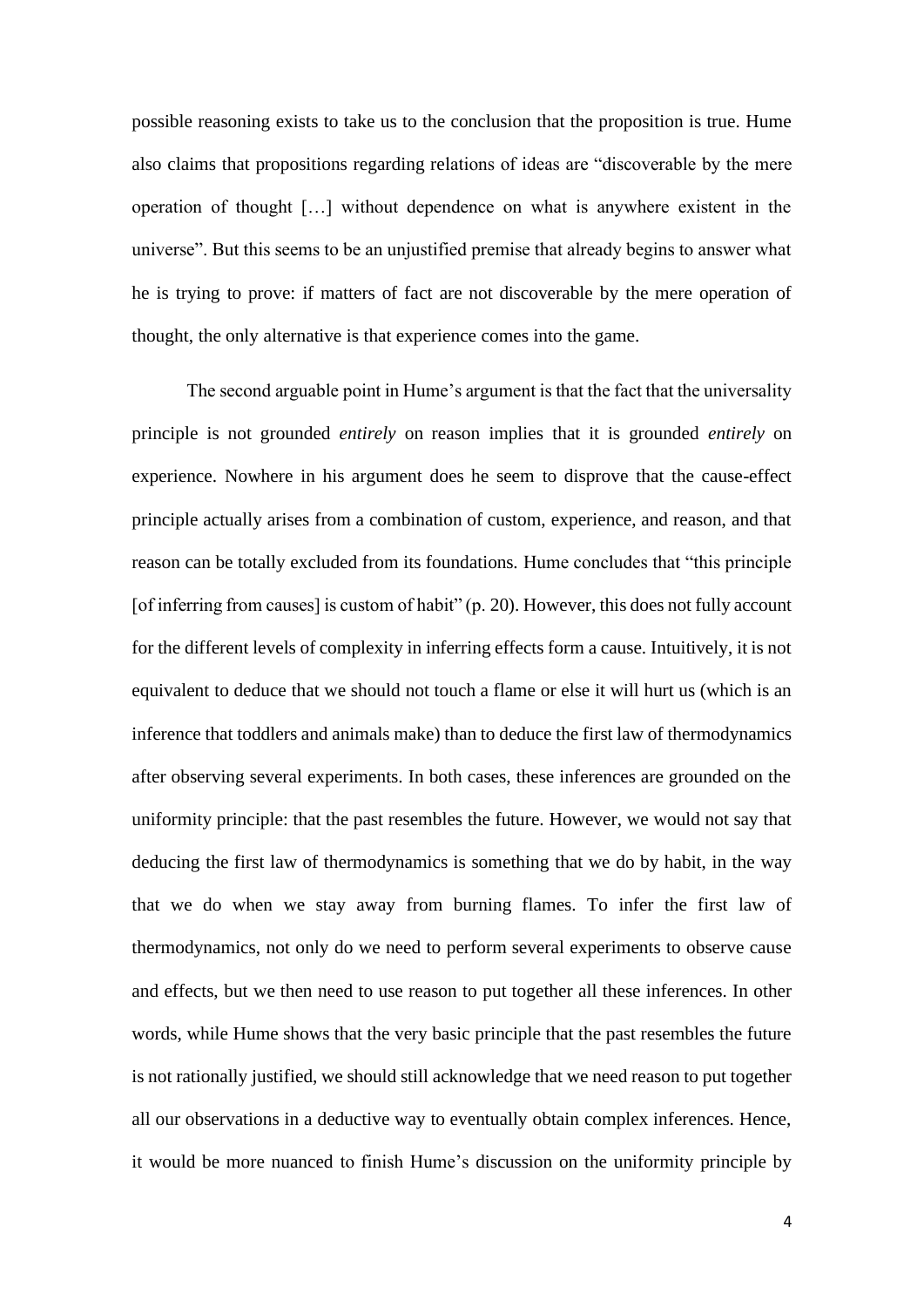possible reasoning exists to take us to the conclusion that the proposition is true. Hume also claims that propositions regarding relations of ideas are "discoverable by the mere operation of thought […] without dependence on what is anywhere existent in the universe". But this seems to be an unjustified premise that already begins to answer what he is trying to prove: if matters of fact are not discoverable by the mere operation of thought, the only alternative is that experience comes into the game.

The second arguable point in Hume's argument is that the fact that the universality principle is not grounded *entirely* on reason implies that it is grounded *entirely* on experience. Nowhere in his argument does he seem to disprove that the cause-effect principle actually arises from a combination of custom, experience, and reason, and that reason can be totally excluded from its foundations. Hume concludes that "this principle [of inferring from causes] is custom of habit" (p. 20). However, this does not fully account for the different levels of complexity in inferring effects form a cause. Intuitively, it is not equivalent to deduce that we should not touch a flame or else it will hurt us (which is an inference that toddlers and animals make) than to deduce the first law of thermodynamics after observing several experiments. In both cases, these inferences are grounded on the uniformity principle: that the past resembles the future. However, we would not say that deducing the first law of thermodynamics is something that we do by habit, in the way that we do when we stay away from burning flames. To infer the first law of thermodynamics, not only do we need to perform several experiments to observe cause and effects, but we then need to use reason to put together all these inferences. In other words, while Hume shows that the very basic principle that the past resembles the future is not rationally justified, we should still acknowledge that we need reason to put together all our observations in a deductive way to eventually obtain complex inferences. Hence, it would be more nuanced to finish Hume's discussion on the uniformity principle by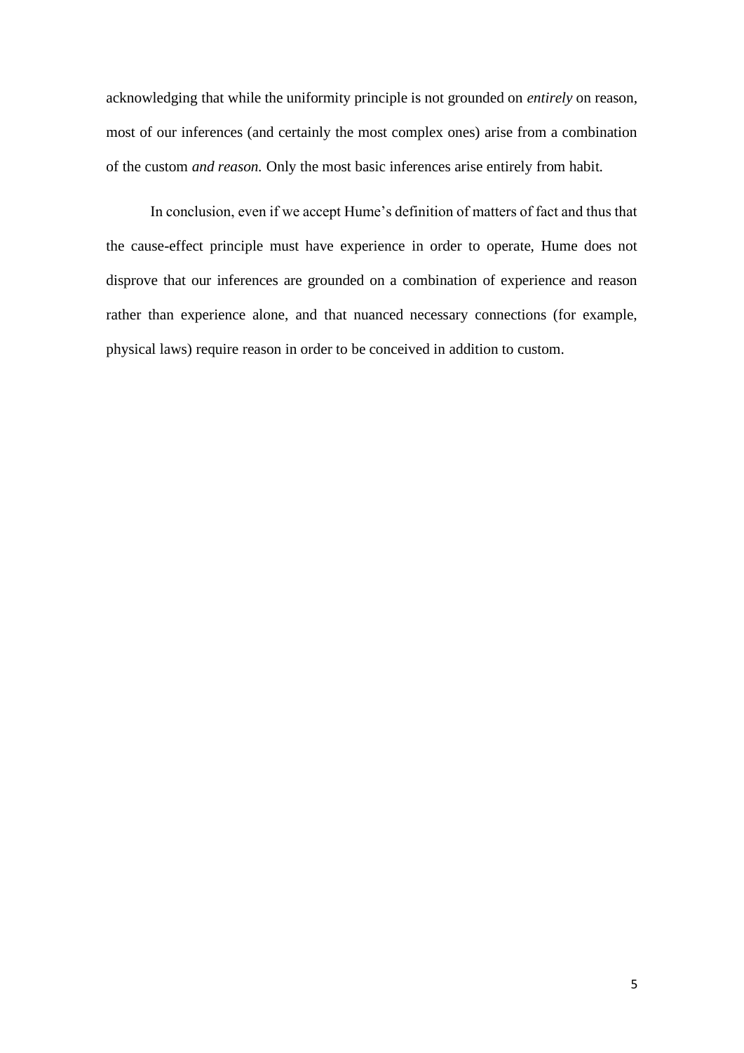acknowledging that while the uniformity principle is not grounded on *entirely* on reason, most of our inferences (and certainly the most complex ones) arise from a combination of the custom *and reason.* Only the most basic inferences arise entirely from habit.

In conclusion, even if we accept Hume's definition of matters of fact and thus that the cause-effect principle must have experience in order to operate, Hume does not disprove that our inferences are grounded on a combination of experience and reason rather than experience alone, and that nuanced necessary connections (for example, physical laws) require reason in order to be conceived in addition to custom.